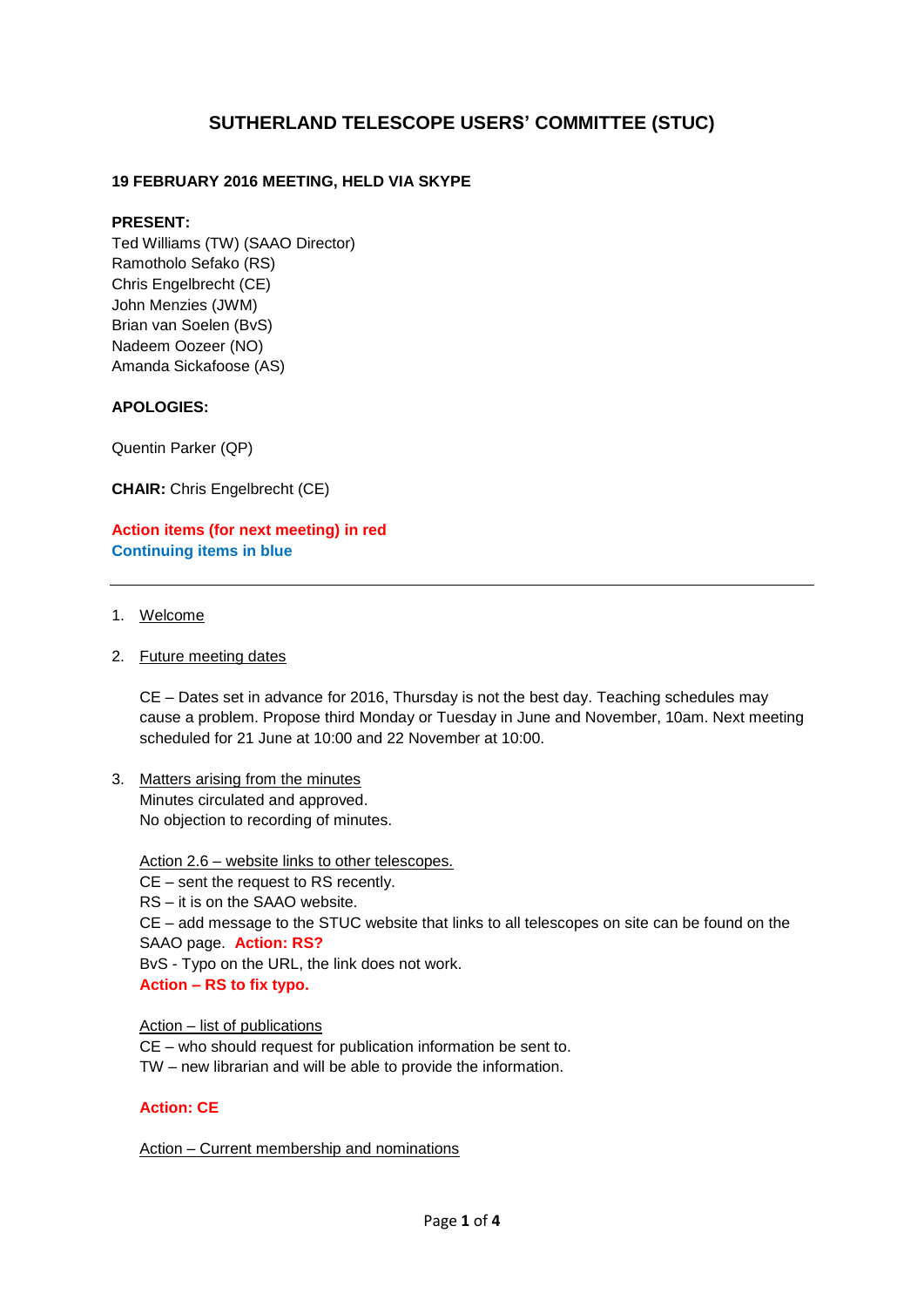# SUTHERLAND TELESCOPE USERS' COMMITTEE (STUC)

**19 FEBRUARY 2016 MEETING, HELD VIA SKYPE**

**PRESENT:**
Ted Williams (TW) (SAAO Director)
Ramotholo Sefako (RS)
Chris Engelbrecht (CE)
John Menzies (JWM)
Brian van Soelen (BvS)
Nadeem Oozeer (NO)
Amanda Sickafoose (AS)

**APOLOGIES:**

Quentin Parker (QP)

**CHAIR:** Chris Engelbrecht (CE)

**Action items (for next meeting) in red**
**Continuing items in blue**

---

1. Welcome

2. Future meeting dates

   CE – Dates set in advance for 2016, Thursday is not the best day. Teaching schedules may cause a problem. Propose third Monday or Tuesday in June and November, 10am. Next meeting scheduled for 21 June at 10:00 and 22 November at 10:00.

3. Matters arising from the minutes
   Minutes circulated and approved.
   No objection to recording of minutes.

   Action 2.6 – website links to other telescopes.
   CE – sent the request to RS recently.
   RS – it is on the SAAO website.
   CE – add message to the STUC website that links to all telescopes on site can be found on the SAAO page. **Action: RS?**
   BvS - Typo on the URL, the link does not work.
   **Action – RS to fix typo.**

   Action – list of publications
   CE – who should request for publication information be sent to.
   TW – new librarian and will be able to provide the information.

   **Action: CE**

   Action – Current membership and nominations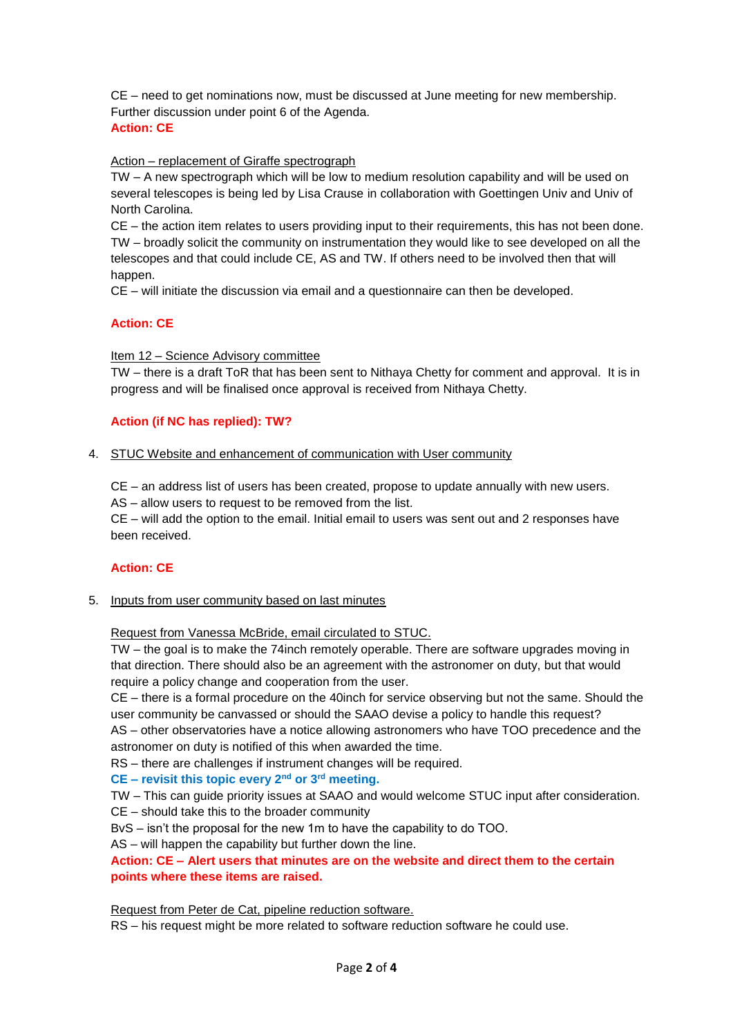CE – need to get nominations now, must be discussed at June meeting for new membership. Further discussion under point 6 of the Agenda.
**Action: CE**

Action – replacement of Giraffe spectrograph
TW – A new spectrograph which will be low to medium resolution capability and will be used on several telescopes is being led by Lisa Crause in collaboration with Goettingen Univ and Univ of North Carolina.
CE – the action item relates to users providing input to their requirements, this has not been done.
TW – broadly solicit the community on instrumentation they would like to see developed on all the telescopes and that could include CE, AS and TW. If others need to be involved then that will happen.
CE – will initiate the discussion via email and a questionnaire can then be developed.

**Action: CE**

Item 12 – Science Advisory committee
TW – there is a draft ToR that has been sent to Nithaya Chetty for comment and approval. It is in progress and will be finalised once approval is received from Nithaya Chetty.

**Action (if NC has replied): TW?**

4. STUC Website and enhancement of communication with User community

CE – an address list of users has been created, propose to update annually with new users.
AS – allow users to request to be removed from the list.
CE – will add the option to the email. Initial email to users was sent out and 2 responses have been received.

**Action: CE**

5. Inputs from user community based on last minutes

Request from Vanessa McBride, email circulated to STUC.
TW – the goal is to make the 74inch remotely operable. There are software upgrades moving in that direction. There should also be an agreement with the astronomer on duty, but that would require a policy change and cooperation from the user.
CE – there is a formal procedure on the 40inch for service observing but not the same. Should the user community be canvassed or should the SAAO devise a policy to handle this request?
AS – other observatories have a notice allowing astronomers who have TOO precedence and the astronomer on duty is notified of this when awarded the time.
RS – there are challenges if instrument changes will be required.
**CE – revisit this topic every 2nd or 3rd meeting.**
TW – This can guide priority issues at SAAO and would welcome STUC input after consideration.
CE – should take this to the broader community
BvS – isn't the proposal for the new 1m to have the capability to do TOO.
AS – will happen the capability but further down the line.
**Action: CE – Alert users that minutes are on the website and direct them to the certain points where these items are raised.**

Request from Peter de Cat, pipeline reduction software.
RS – his request might be more related to software reduction software he could use.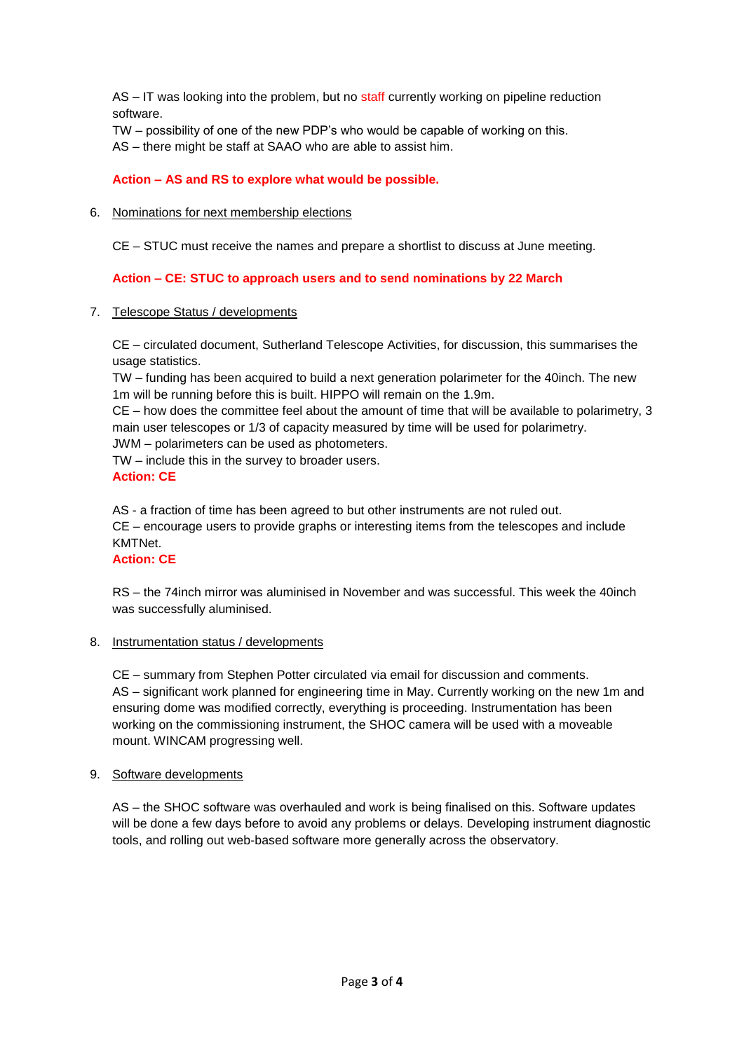AS – IT was looking into the problem, but no staff currently working on pipeline reduction software.
TW – possibility of one of the new PDP's who would be capable of working on this.
AS – there might be staff at SAAO who are able to assist him.

**Action – AS and RS to explore what would be possible.**

6. Nominations for next membership elections

   CE – STUC must receive the names and prepare a shortlist to discuss at June meeting.

   **Action – CE: STUC to approach users and to send nominations by 22 March**

7. Telescope Status / developments

   CE – circulated document, Sutherland Telescope Activities, for discussion, this summarises the usage statistics.
   TW – funding has been acquired to build a next generation polarimeter for the 40inch. The new 1m will be running before this is built. HIPPO will remain on the 1.9m.
   CE – how does the committee feel about the amount of time that will be available to polarimetry, 3 main user telescopes or 1/3 of capacity measured by time will be used for polarimetry.
   JWM – polarimeters can be used as photometers.
   TW – include this in the survey to broader users.
   **Action: CE**

   AS - a fraction of time has been agreed to but other instruments are not ruled out.
   CE – encourage users to provide graphs or interesting items from the telescopes and include KMTNet.
   **Action: CE**

   RS – the 74inch mirror was aluminised in November and was successful. This week the 40inch was successfully aluminised.

8. Instrumentation status / developments

   CE – summary from Stephen Potter circulated via email for discussion and comments.
   AS – significant work planned for engineering time in May. Currently working on the new 1m and ensuring dome was modified correctly, everything is proceeding. Instrumentation has been working on the commissioning instrument, the SHOC camera will be used with a moveable mount. WINCAM progressing well.

9. Software developments

   AS – the SHOC software was overhauled and work is being finalised on this. Software updates will be done a few days before to avoid any problems or delays. Developing instrument diagnostic tools, and rolling out web-based software more generally across the observatory.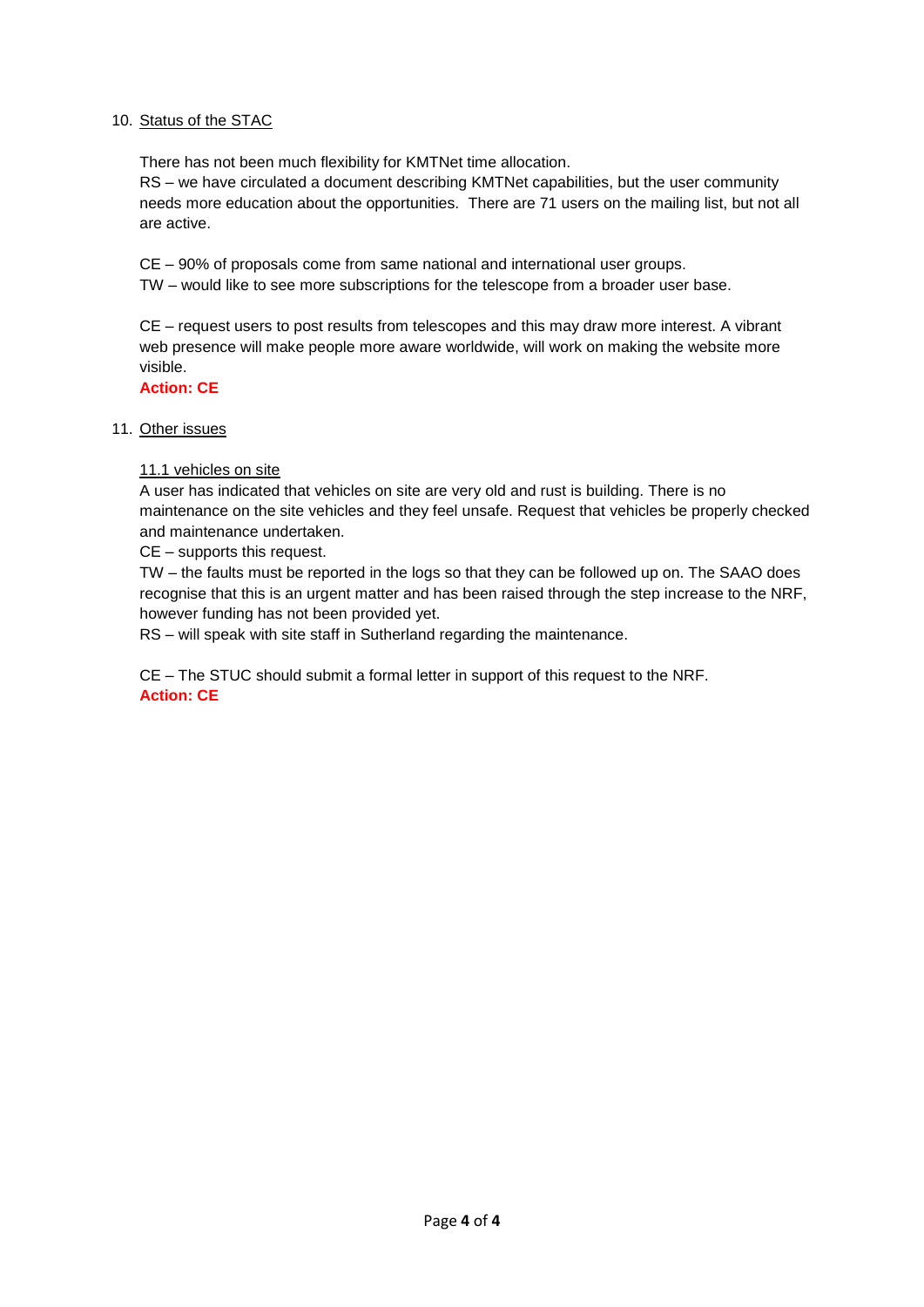10. Status of the STAC

    There has not been much flexibility for KMTNet time allocation.
    RS – we have circulated a document describing KMTNet capabilities, but the user community needs more education about the opportunities. There are 71 users on the mailing list, but not all are active.

    CE – 90% of proposals come from same national and international user groups.
    TW – would like to see more subscriptions for the telescope from a broader user base.

    CE – request users to post results from telescopes and this may draw more interest. A vibrant web presence will make people more aware worldwide, will work on making the website more visible.
    **Action: CE**

11. Other issues

    11.1 vehicles on site
    A user has indicated that vehicles on site are very old and rust is building. There is no maintenance on the site vehicles and they feel unsafe. Request that vehicles be properly checked and maintenance undertaken.
    CE – supports this request.
    TW – the faults must be reported in the logs so that they can be followed up on. The SAAO does recognise that this is an urgent matter and has been raised through the step increase to the NRF, however funding has not been provided yet.
    RS – will speak with site staff in Sutherland regarding the maintenance.

    CE – The STUC should submit a formal letter in support of this request to the NRF.
    **Action: CE**